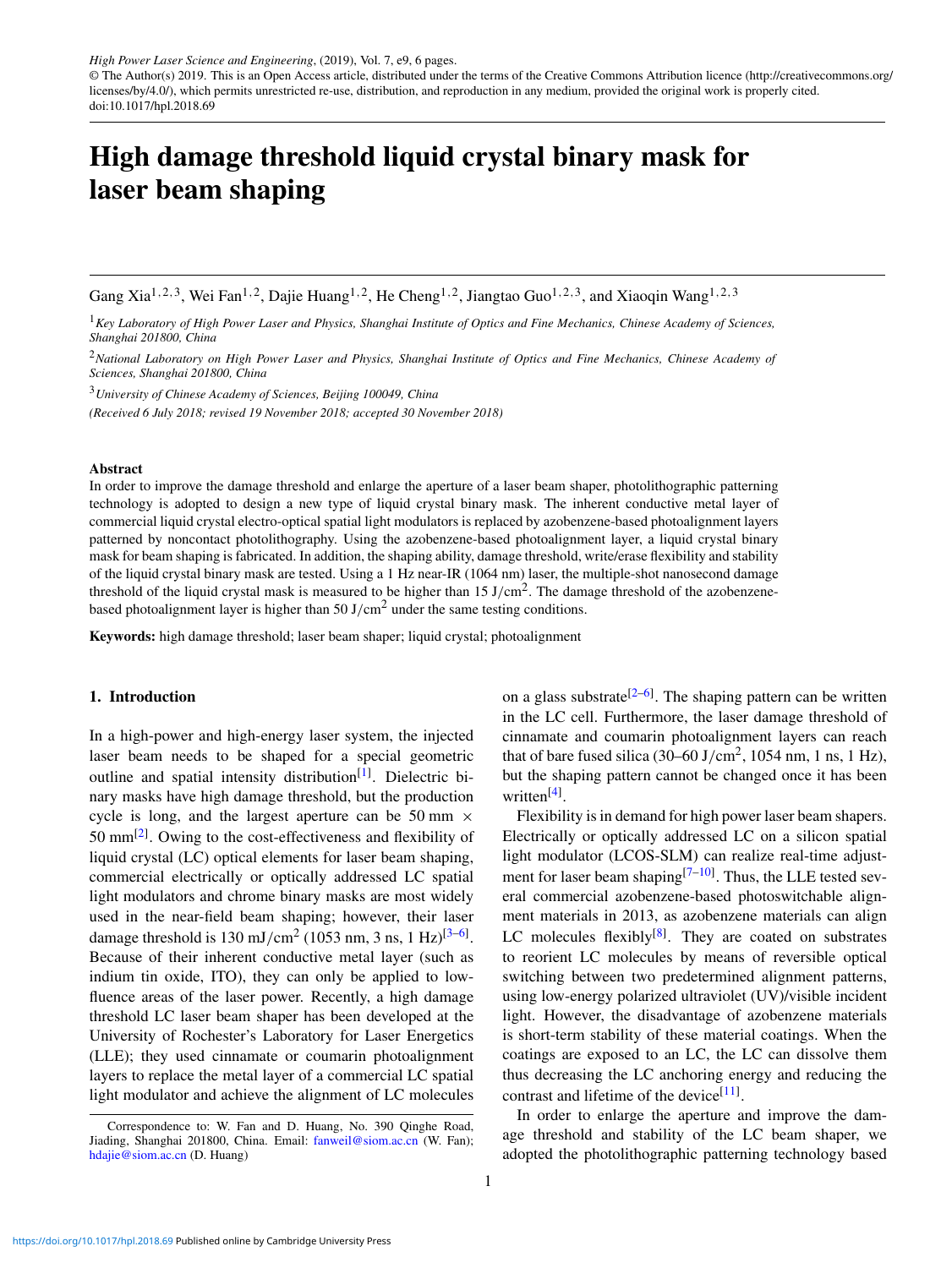*High Power Laser Science and Engineering*, (2019), Vol. 7, e9, 6 pages.
© The Author(s) 2019. This is an Open Access article, distributed under the terms of the Creative Commons Attribution licence (http://creativecommons.org/licenses/by/4.0/), which permits unrestricted re-use, distribution, and reproduction in any medium, provided the original work is properly cited.
doi:10.1017/hpl.2018.69

# High damage threshold liquid crystal binary mask for laser beam shaping

Gang Xia[1,2,3], Wei Fan[1,2], Dajie Huang[1,2], He Cheng[1,2], Jiangtao Guo[1,2,3], and Xiaoqin Wang[1,2,3]

[1] *Key Laboratory of High Power Laser and Physics, Shanghai Institute of Optics and Fine Mechanics, Chinese Academy of Sciences, Shanghai 201800, China*

[2] *National Laboratory on High Power Laser and Physics, Shanghai Institute of Optics and Fine Mechanics, Chinese Academy of Sciences, Shanghai 201800, China*

[3] *University of Chinese Academy of Sciences, Beijing 100049, China*

*(Received 6 July 2018; revised 19 November 2018; accepted 30 November 2018)*

### Abstract

In order to improve the damage threshold and enlarge the aperture of a laser beam shaper, photolithographic patterning technology is adopted to design a new type of liquid crystal binary mask. The inherent conductive metal layer of commercial liquid crystal electro-optical spatial light modulators is replaced by azobenzene-based photoalignment layers patterned by noncontact photolithography. Using the azobenzene-based photoalignment layer, a liquid crystal binary mask for beam shaping is fabricated. In addition, the shaping ability, damage threshold, write/erase flexibility and stability of the liquid crystal binary mask are tested. Using a 1 Hz near-IR (1064 nm) laser, the multiple-shot nanosecond damage threshold of the liquid crystal mask is measured to be higher than 15 J/cm$^2$. The damage threshold of the azobenzene-based photoalignment layer is higher than 50 J/cm$^2$ under the same testing conditions.

**Keywords:** high damage threshold; laser beam shaper; liquid crystal; photoalignment

## 1. Introduction

In a high-power and high-energy laser system, the injected laser beam needs to be shaped for a special geometric outline and spatial intensity distribution[1]. Dielectric binary masks have high damage threshold, but the production cycle is long, and the largest aperture can be 50 mm × 50 mm[2]. Owing to the cost-effectiveness and flexibility of liquid crystal (LC) optical elements for laser beam shaping, commercial electrically or optically addressed LC spatial light modulators and chrome binary masks are most widely used in the near-field beam shaping; however, their laser damage threshold is 130 mJ/cm$^2$ (1053 nm, 3 ns, 1 Hz)[3–6]. Because of their inherent conductive metal layer (such as indium tin oxide, ITO), they can only be applied to low-fluence areas of the laser power. Recently, a high damage threshold LC laser beam shaper has been developed at the University of Rochester's Laboratory for Laser Energetics (LLE); they used cinnamate or coumarin photoalignment layers to replace the metal layer of a commercial LC spatial light modulator and achieve the alignment of LC molecules on a glass substrate[2–6]. The shaping pattern can be written in the LC cell. Furthermore, the laser damage threshold of cinnamate and coumarin photoalignment layers can reach that of bare fused silica (30–60 J/cm$^2$, 1054 nm, 1 ns, 1 Hz), but the shaping pattern cannot be changed once it has been written[4].

Flexibility is in demand for high power laser beam shapers. Electrically or optically addressed LC on a silicon spatial light modulator (LCOS-SLM) can realize real-time adjustment for laser beam shaping[7–10]. Thus, the LLE tested several commercial azobenzene-based photoswitchable alignment materials in 2013, as azobenzene materials can align LC molecules flexibly[8]. They are coated on substrates to reorient LC molecules by means of reversible optical switching between two predetermined alignment patterns, using low-energy polarized ultraviolet (UV)/visible incident light. However, the disadvantage of azobenzene materials is short-term stability of these material coatings. When the coatings are exposed to an LC, the LC can dissolve them thus decreasing the LC anchoring energy and reducing the contrast and lifetime of the device[11].

In order to enlarge the aperture and improve the damage threshold and stability of the LC beam shaper, we adopted the photolithographic patterning technology based

Correspondence to: W. Fan and D. Huang, No. 390 Qinghe Road, Jiading, Shanghai 201800, China. Email: fanweil@siom.ac.cn (W. Fan); hdajie@siom.ac.cn (D. Huang)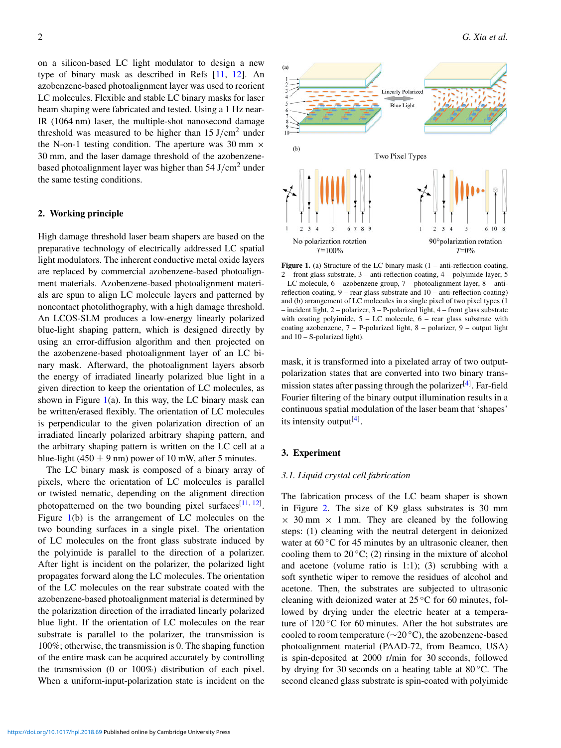on a silicon-based LC light modulator to design a new type of binary mask as described in Refs [11, 12]. An azobenzene-based photoalignment layer was used to reorient LC molecules. Flexible and stable LC binary masks for laser beam shaping were fabricated and tested. Using a 1 Hz near-IR (1064 nm) laser, the multiple-shot nanosecond damage threshold was measured to be higher than 15 J/cm$^2$ under the N-on-1 testing condition. The aperture was 30 mm $\times$ 30 mm, and the laser damage threshold of the azobenzene-based photoalignment layer was higher than 54 J/cm$^2$ under the same testing conditions.

## 2. Working principle

High damage threshold laser beam shapers are based on the preparative technology of electrically addressed LC spatial light modulators. The inherent conductive metal oxide layers are replaced by commercial azobenzene-based photoalignment materials. Azobenzene-based photoalignment materials are spun to align LC molecule layers and patterned by noncontact photolithography, with a high damage threshold. An LCOS-SLM produces a low-energy linearly polarized blue-light shaping pattern, which is designed directly by using an error-diffusion algorithm and then projected on the azobenzene-based photoalignment layer of an LC binary mask. Afterward, the photoalignment layers absorb the energy of irradiated linearly polarized blue light in a given direction to keep the orientation of LC molecules, as shown in Figure 1(a). In this way, the LC binary mask can be written/erased flexibly. The orientation of LC molecules is perpendicular to the given polarization direction of an irradiated linearly polarized arbitrary shaping pattern, and the arbitrary shaping pattern is written on the LC cell at a blue-light (450 $\pm$ 9 nm) power of 10 mW, after 5 minutes.

The LC binary mask is composed of a binary array of pixels, where the orientation of LC molecules is parallel or twisted nematic, depending on the alignment direction photopatterned on the two bounding pixel surfaces[11, 12]. Figure 1(b) is the arrangement of LC molecules on the two bounding surfaces in a single pixel. The orientation of LC molecules on the front glass substrate induced by the polyimide is parallel to the direction of a polarizer. After light is incident on the polarizer, the polarized light propagates forward along the LC molecules. The orientation of the LC molecules on the rear substrate coated with the azobenzene-based photoalignment material is determined by the polarization direction of the irradiated linearly polarized blue light. If the orientation of LC molecules on the rear substrate is parallel to the polarizer, the transmission is 100%; otherwise, the transmission is 0. The shaping function of the entire mask can be acquired accurately by controlling the transmission (0 or 100%) distribution of each pixel. When a uniform-input-polarization state is incident on the mask, it is transformed into a pixelated array of two output-polarization states that are converted into two binary transmission states after passing through the polarizer[4]. Far-field Fourier filtering of the binary output illumination results in a continuous spatial modulation of the laser beam that 'shapes' its intensity output[4].

**Figure 1.** (a) Structure of the LC binary mask (1 – anti-reflection coating, 2 – front glass substrate, 3 – anti-reflection coating, 4 – polyimide layer, 5 – LC molecule, 6 – azobenzene group, 7 – photoalignment layer, 8 – anti-reflection coating, 9 – rear glass substrate and 10 – anti-reflection coating) and (b) arrangement of LC molecules in a single pixel of two pixel types (1 – incident light, 2 – polarizer, 3 – P-polarized light, 4 – front glass substrate with coating polyimide, 5 – LC molecule, 6 – rear glass substrate with coating azobenzene, 7 – P-polarized light, 8 – polarizer, 9 – output light and 10 – S-polarized light).

## 3. Experiment

### 3.1. Liquid crystal cell fabrication

The fabrication process of the LC beam shaper is shown in Figure 2. The size of K9 glass substrates is 30 mm $\times$ 30 mm $\times$ 1 mm. They are cleaned by the following steps: (1) cleaning with the neutral detergent in deionized water at 60 °C for 45 minutes by an ultrasonic cleaner, then cooling them to 20 °C; (2) rinsing in the mixture of alcohol and acetone (volume ratio is 1:1); (3) scrubbing with a soft synthetic wiper to remove the residues of alcohol and acetone. Then, the substrates are subjected to ultrasonic cleaning with deionized water at 25 °C for 60 minutes, followed by drying under the electric heater at a temperature of 120 °C for 60 minutes. After the hot substrates are cooled to room temperature (~20 °C), the azobenzene-based photoalignment material (PAAD-72, from Beamco, USA) is spin-deposited at 2000 r/min for 30 seconds, followed by drying for 30 seconds on a heating table at 80 °C. The second cleaned glass substrate is spin-coated with polyimide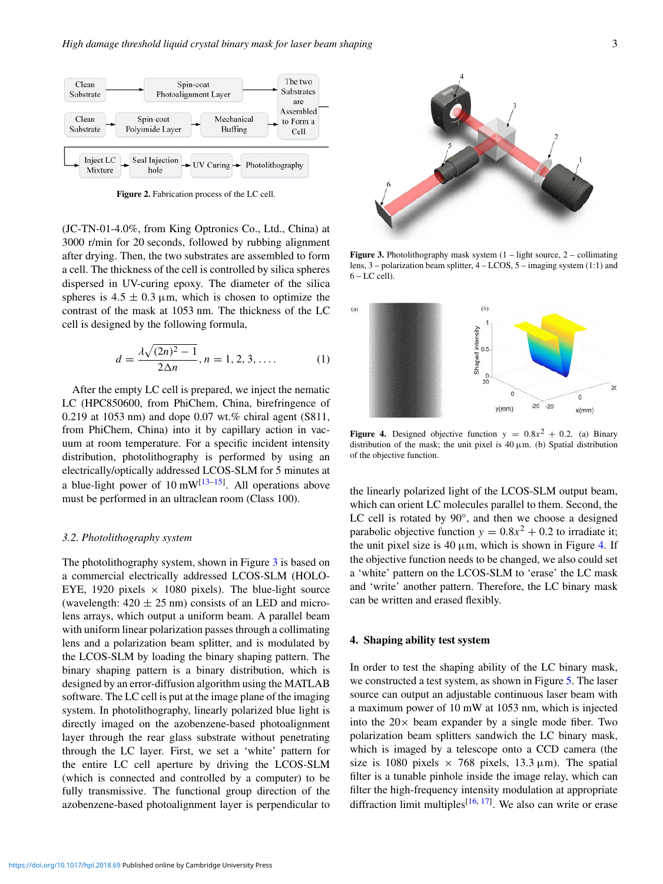Figure 2. Fabrication process of the LC cell.

(JC-TN-01-4.0%, from King Optronics Co., Ltd., China) at 3000 r/min for 20 seconds, followed by rubbing alignment after drying. Then, the two substrates are assembled to form a cell. The thickness of the cell is controlled by silica spheres dispersed in UV-curing epoxy. The diameter of the silica spheres is $4.5 \pm 0.3$ μm, which is chosen to optimize the contrast of the mask at 1053 nm. The thickness of the LC cell is designed by the following formula,

$$d = \frac{\lambda\sqrt{(2n)^2 - 1}}{2\Delta n}, n = 1, 2, 3, \ldots. \quad (1)$$

After the empty LC cell is prepared, we inject the nematic LC (HPC850600, from PhiChem, China, birefringence of 0.219 at 1053 nm) and dope 0.07 wt.% chiral agent (S811, from PhiChem, China) into it by capillary action in vacuum at room temperature. For a specific incident intensity distribution, photolithography is performed by using an electrically/optically addressed LCOS-SLM for 5 minutes at a blue-light power of 10 mW[13–15]. All operations above must be performed in an ultraclean room (Class 100).

### 3.2. Photolithography system

The photolithography system, shown in Figure 3 is based on a commercial electrically addressed LCOS-SLM (HOLOEYE, 1920 pixels × 1080 pixels). The blue-light source (wavelength: $420 \pm 25$ nm) consists of an LED and microlens arrays, which output a uniform beam. A parallel beam with uniform linear polarization passes through a collimating lens and a polarization beam splitter, and is modulated by the LCOS-SLM by loading the binary shaping pattern. The binary shaping pattern is a binary distribution, which is designed by an error-diffusion algorithm using the MATLAB software. The LC cell is put at the image plane of the imaging system. In photolithography, linearly polarized blue light is directly imaged on the azobenzene-based photoalignment layer through the rear glass substrate without penetrating through the LC layer. First, we set a 'white' pattern for the entire LC cell aperture by driving the LCOS-SLM (which is connected and controlled by a computer) to be fully transmissive. The functional group direction of the azobenzene-based photoalignment layer is perpendicular to

Figure 3. Photolithography mask system (1 – light source, 2 – collimating lens, 3 – polarization beam splitter, 4 – LCOS, 5 – imaging system (1:1) and 6 – LC cell).

Figure 4. Designed objective function $y = 0.8x^2 + 0.2$. (a) Binary distribution of the mask; the unit pixel is 40 μm. (b) Spatial distribution of the objective function.

the linearly polarized light of the LCOS-SLM output beam, which can orient LC molecules parallel to them. Second, the LC cell is rotated by 90°, and then we choose a designed parabolic objective function $y = 0.8x^2 + 0.2$ to irradiate it; the unit pixel size is 40 μm, which is shown in Figure 4. If the objective function needs to be changed, we also could set a 'white' pattern on the LCOS-SLM to 'erase' the LC mask and 'write' another pattern. Therefore, the LC binary mask can be written and erased flexibly.

## 4. Shaping ability test system

In order to test the shaping ability of the LC binary mask, we constructed a test system, as shown in Figure 5. The laser source can output an adjustable continuous laser beam with a maximum power of 10 mW at 1053 nm, which is injected into the 20× beam expander by a single mode fiber. Two polarization beam splitters sandwich the LC binary mask, which is imaged by a telescope onto a CCD camera (the size is 1080 pixels × 768 pixels, 13.3 μm). The spatial filter is a tunable pinhole inside the image relay, which can filter the high-frequency intensity modulation at appropriate diffraction limit multiples[16, 17]. We also can write or erase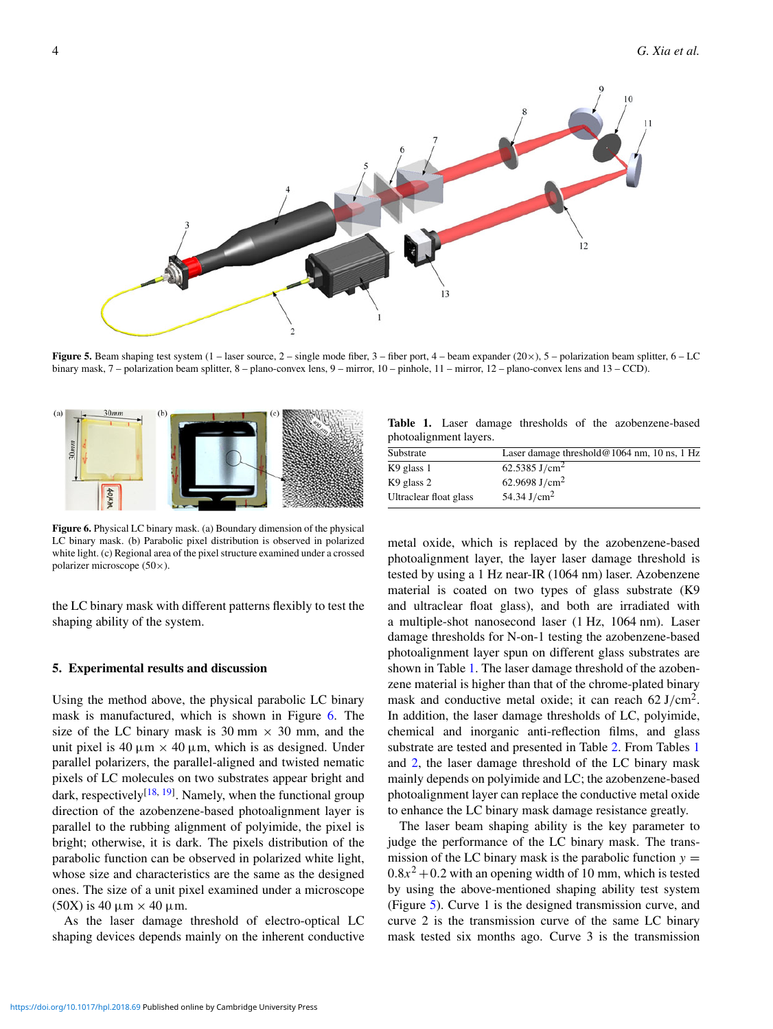Figure 5. Beam shaping test system (1 – laser source, 2 – single mode fiber, 3 – fiber port, 4 – beam expander (20×), 5 – polarization beam splitter, 6 – LC binary mask, 7 – polarization beam splitter, 8 – plano-convex lens, 9 – mirror, 10 – pinhole, 11 – mirror, 12 – plano-convex lens and 13 – CCD).

Figure 6. Physical LC binary mask. (a) Boundary dimension of the physical LC binary mask. (b) Parabolic pixel distribution is observed in polarized white light. (c) Regional area of the pixel structure examined under a crossed polarizer microscope (50×).

the LC binary mask with different patterns flexibly to test the shaping ability of the system.

## 5. Experimental results and discussion

Using the method above, the physical parabolic LC binary mask is manufactured, which is shown in Figure 6. The size of the LC binary mask is 30 mm × 30 mm, and the unit pixel is 40 µm × 40 µm, which is as designed. Under parallel polarizers, the parallel-aligned and twisted nematic pixels of LC molecules on two substrates appear bright and dark, respectively[18, 19]. Namely, when the functional group direction of the azobenzene-based photoalignment layer is parallel to the rubbing alignment of polyimide, the pixel is bright; otherwise, it is dark. The pixels distribution of the parabolic function can be observed in polarized white light, whose size and characteristics are the same as the designed ones. The size of a unit pixel examined under a microscope (50X) is 40 µm × 40 µm.

As the laser damage threshold of electro-optical LC shaping devices depends mainly on the inherent conductive metal oxide, which is replaced by the azobenzene-based photoalignment layer, the layer laser damage threshold is tested by using a 1 Hz near-IR (1064 nm) laser. Azobenzene material is coated on two types of glass substrate (K9 and ultraclear float glass), and both are irradiated with a multiple-shot nanosecond laser (1 Hz, 1064 nm). Laser damage thresholds for N-on-1 testing the azobenzene-based photoalignment layer spun on different glass substrates are shown in Table 1. The laser damage threshold of the azobenzene material is higher than that of the chrome-plated binary mask and conductive metal oxide; it can reach 62 J/cm$^2$. In addition, the laser damage thresholds of LC, polyimide, chemical and inorganic anti-reflection films, and glass substrate are tested and presented in Table 2. From Tables 1 and 2, the laser damage threshold of the LC binary mask mainly depends on polyimide and LC; the azobenzene-based photoalignment layer can replace the conductive metal oxide to enhance the LC binary mask damage resistance greatly.

**Table 1.** Laser damage thresholds of the azobenzene-based photoalignment layers.

| Substrate | Laser damage threshold@1064 nm, 10 ns, 1 Hz |
|---|---|
| K9 glass 1 | 62.5385 J/cm$^2$ |
| K9 glass 2 | 62.9698 J/cm$^2$ |
| Ultraclear float glass | 54.34 J/cm$^2$ |

The laser beam shaping ability is the key parameter to judge the performance of the LC binary mask. The transmission of the LC binary mask is the parabolic function $y = 0.8x^2 + 0.2$ with an opening width of 10 mm, which is tested by using the above-mentioned shaping ability test system (Figure 5). Curve 1 is the designed transmission curve, and curve 2 is the transmission curve of the same LC binary mask tested six months ago. Curve 3 is the transmission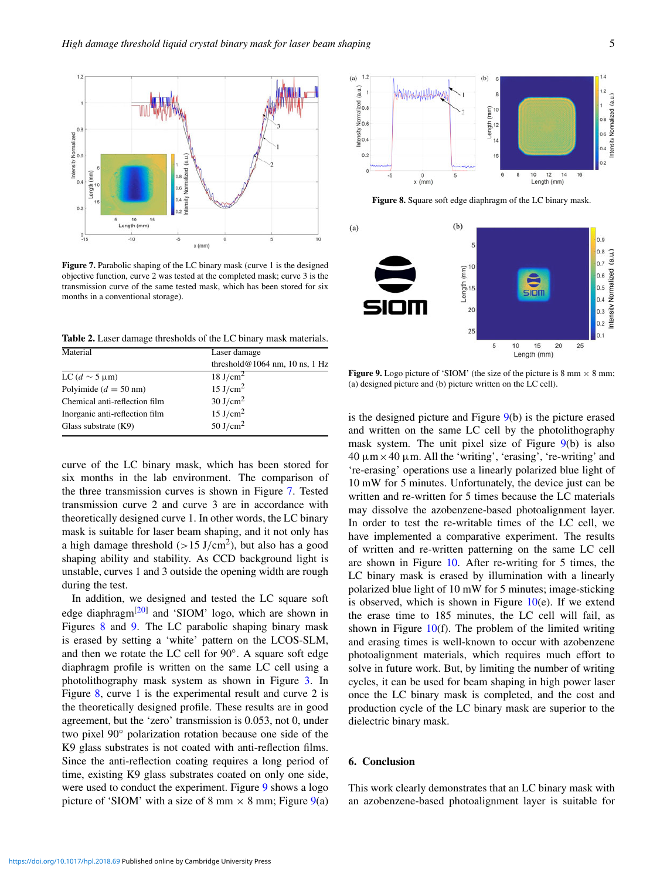**Figure 7.** Parabolic shaping of the LC binary mask (curve 1 is the designed objective function, curve 2 was tested at the completed mask; curve 3 is the transmission curve of the same tested mask, which has been stored for six months in a conventional storage).

**Table 2.** Laser damage thresholds of the LC binary mask materials.

| Material | Laser damage threshold@1064 nm, 10 ns, 1 Hz |
|---|---|
| LC ($d \sim 5$ μm) | 18 J/cm$^2$ |
| Polyimide ($d = 50$ nm) | 15 J/cm$^2$ |
| Chemical anti-reflection film | 30 J/cm$^2$ |
| Inorganic anti-reflection film | 15 J/cm$^2$ |
| Glass substrate (K9) | 50 J/cm$^2$ |

curve of the LC binary mask, which has been stored for six months in the lab environment. The comparison of the three transmission curves is shown in Figure 7. Tested transmission curve 2 and curve 3 are in accordance with theoretically designed curve 1. In other words, the LC binary mask is suitable for laser beam shaping, and it not only has a high damage threshold (>15 J/cm$^2$), but also has a good shaping ability and stability. As CCD background light is unstable, curves 1 and 3 outside the opening width are rough during the test.

In addition, we designed and tested the LC square soft edge diaphragm[20] and 'SIOM' logo, which are shown in Figures 8 and 9. The LC parabolic shaping binary mask is erased by setting a 'white' pattern on the LCOS-SLM, and then we rotate the LC cell for 90°. A square soft edge diaphragm profile is written on the same LC cell using a photolithography mask system as shown in Figure 3. In Figure 8, curve 1 is the experimental result and curve 2 is the theoretically designed profile. These results are in good agreement, but the 'zero' transmission is 0.053, not 0, under two pixel 90° polarization rotation because one side of the K9 glass substrates is not coated with anti-reflection films. Since the anti-reflection coating requires a long period of time, existing K9 glass substrates coated on only one side, were used to conduct the experiment. Figure 9 shows a logo picture of 'SIOM' with a size of 8 mm × 8 mm; Figure 9(a) is the designed picture and Figure 9(b) is the picture erased and written on the same LC cell by the photolithography mask system. The unit pixel size of Figure 9(b) is also 40 μm × 40 μm. All the 'writing', 'erasing', 're-writing' and 're-erasing' operations use a linearly polarized blue light of 10 mW for 5 minutes. Unfortunately, the device just can be written and re-written for 5 times because the LC materials may dissolve the azobenzene-based photoalignment layer. In order to test the re-writable times of the LC cell, we have implemented a comparative experiment. The results of written and re-written patterning on the same LC cell are shown in Figure 10. After re-writing for 5 times, the LC binary mask is erased by illumination with a linearly polarized blue light of 10 mW for 5 minutes; image-sticking is observed, which is shown in Figure 10(e). If we extend the erase time to 185 minutes, the LC cell will fail, as shown in Figure 10(f). The problem of the limited writing and erasing times is well-known to occur with azobenzene photoalignment materials, which requires much effort to solve in future work. But, by limiting the number of writing cycles, it can be used for beam shaping in high power laser once the LC binary mask is completed, and the cost and production cycle of the LC binary mask are superior to the dielectric binary mask.

**Figure 8.** Square soft edge diaphragm of the LC binary mask.

**Figure 9.** Logo picture of 'SIOM' (the size of the picture is 8 mm × 8 mm; (a) designed picture and (b) picture written on the LC cell).

## 6. Conclusion

This work clearly demonstrates that an LC binary mask with an azobenzene-based photoalignment layer is suitable for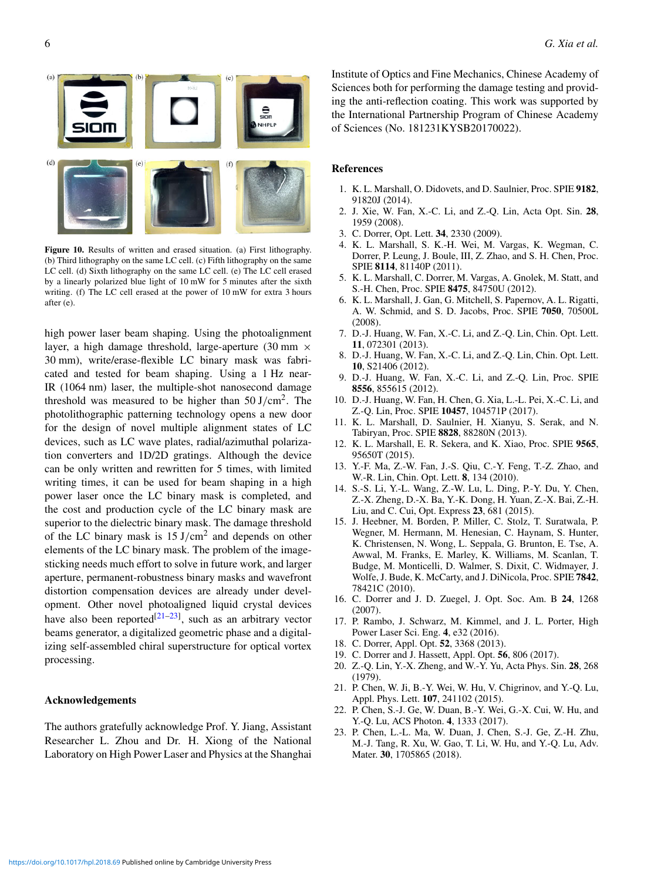**Figure 10.** Results of written and erased situation. (a) First lithography. (b) Third lithography on the same LC cell. (c) Fifth lithography on the same LC cell. (d) Sixth lithography on the same LC cell. (e) The LC cell erased by a linearly polarized blue light of 10 mW for 5 minutes after the sixth writing. (f) The LC cell erased at the power of 10 mW for extra 3 hours after (e).

high power laser beam shaping. Using the photoalignment layer, a high damage threshold, large-aperture (30 mm × 30 mm), write/erase-flexible LC binary mask was fabricated and tested for beam shaping. Using a 1 Hz near-IR (1064 nm) laser, the multiple-shot nanosecond damage threshold was measured to be higher than $50\ \mathrm{J/cm^2}$. The photolithographic patterning technology opens a new door for the design of novel multiple alignment states of LC devices, such as LC wave plates, radial/azimuthal polarization converters and 1D/2D gratings. Although the device can be only written and rewritten for 5 times, with limited writing times, it can be used for beam shaping in a high power laser once the LC binary mask is completed, and the cost and production cycle of the LC binary mask are superior to the dielectric binary mask. The damage threshold of the LC binary mask is $15\ \mathrm{J/cm^2}$ and depends on other elements of the LC binary mask. The problem of the image-sticking needs much effort to solve in future work, and larger aperture, permanent-robustness binary masks and wavefront distortion compensation devices are already under development. Other novel photoaligned liquid crystal devices have also been reported[21–23], such as an arbitrary vector beams generator, a digitalized geometric phase and a digitalizing self-assembled chiral superstructure for optical vortex processing.

## Acknowledgements

The authors gratefully acknowledge Prof. Y. Jiang, Assistant Researcher L. Zhou and Dr. H. Xiong of the National Laboratory on High Power Laser and Physics at the Shanghai Institute of Optics and Fine Mechanics, Chinese Academy of Sciences both for performing the damage testing and providing the anti-reflection coating. This work was supported by the International Partnership Program of Chinese Academy of Sciences (No. 181231KYSB20170022).

## References

1. K. L. Marshall, O. Didovets, and D. Saulnier, Proc. SPIE **9182**, 91820J (2014).
2. J. Xie, W. Fan, X.-C. Li, and Z.-Q. Lin, Acta Opt. Sin. **28**, 1959 (2008).
3. C. Dorrer, Opt. Lett. **34**, 2330 (2009).
4. K. L. Marshall, S. K.-H. Wei, M. Vargas, K. Wegman, C. Dorrer, P. Leung, J. Boule, III, Z. Zhao, and S. H. Chen, Proc. SPIE **8114**, 81140P (2011).
5. K. L. Marshall, C. Dorrer, M. Vargas, A. Gnolek, M. Statt, and S.-H. Chen, Proc. SPIE **8475**, 84750U (2012).
6. K. L. Marshall, J. Gan, G. Mitchell, S. Papernov, A. L. Rigatti, A. W. Schmid, and S. D. Jacobs, Proc. SPIE **7050**, 70500L (2008).
7. D.-J. Huang, W. Fan, X.-C. Li, and Z.-Q. Lin, Chin. Opt. Lett. **11**, 072301 (2013).
8. D.-J. Huang, W. Fan, X.-C. Li, and Z.-Q. Lin, Chin. Opt. Lett. **10**, S21406 (2012).
9. D.-J. Huang, W. Fan, X.-C. Li, and Z.-Q. Lin, Proc. SPIE **8556**, 855615 (2012).
10. D.-J. Huang, W. Fan, H. Chen, G. Xia, L.-L. Pei, X.-C. Li, and Z.-Q. Lin, Proc. SPIE **10457**, 104571P (2017).
11. K. L. Marshall, D. Saulnier, H. Xianyu, S. Serak, and N. Tabiryan, Proc. SPIE **8828**, 88280N (2013).
12. K. L. Marshall, E. R. Sekera, and K. Xiao, Proc. SPIE **9565**, 95650T (2015).
13. Y.-F. Ma, Z.-W. Fan, J.-S. Qiu, C.-Y. Feng, T.-Z. Zhao, and W.-R. Lin, Chin. Opt. Lett. **8**, 134 (2010).
14. S.-S. Li, Y.-L. Wang, Z.-W. Lu, L. Ding, P.-Y. Du, Y. Chen, Z.-X. Zheng, D.-X. Ba, Y.-K. Dong, H. Yuan, Z.-X. Bai, Z.-H. Liu, and C. Cui, Opt. Express **23**, 681 (2015).
15. J. Heebner, M. Borden, P. Miller, C. Stolz, T. Suratwala, P. Wegner, M. Hermann, M. Henesian, C. Haynam, S. Hunter, K. Christensen, N. Wong, L. Seppala, G. Brunton, E. Tse, A. Awwal, M. Franks, E. Marley, K. Williams, M. Scanlan, T. Budge, M. Monticelli, D. Walmer, S. Dixit, C. Widmayer, J. Wolfe, J. Bude, K. McCarty, and J. DiNicola, Proc. SPIE **7842**, 78421C (2010).
16. C. Dorrer and J. D. Zuegel, J. Opt. Soc. Am. B **24**, 1268 (2007).
17. P. Rambo, J. Schwarz, M. Kimmel, and J. L. Porter, High Power Laser Sci. Eng. **4**, e32 (2016).
18. C. Dorrer, Appl. Opt. **52**, 3368 (2013).
19. C. Dorrer and J. Hassett, Appl. Opt. **56**, 806 (2017).
20. Z.-Q. Lin, Y.-X. Zheng, and W.-Y. Yu, Acta Phys. Sin. **28**, 268 (1979).
21. P. Chen, W. Ji, B.-Y. Wei, W. Hu, V. Chigrinov, and Y.-Q. Lu, Appl. Phys. Lett. **107**, 241102 (2015).
22. P. Chen, S.-J. Ge, W. Duan, B.-Y. Wei, G.-X. Cui, W. Hu, and Y.-Q. Lu, ACS Photon. **4**, 1333 (2017).
23. P. Chen, L.-L. Ma, W. Duan, J. Chen, S.-J. Ge, Z.-H. Zhu, M.-J. Tang, R. Xu, W. Gao, T. Li, W. Hu, and Y.-Q. Lu, Adv. Mater. **30**, 1705865 (2018).